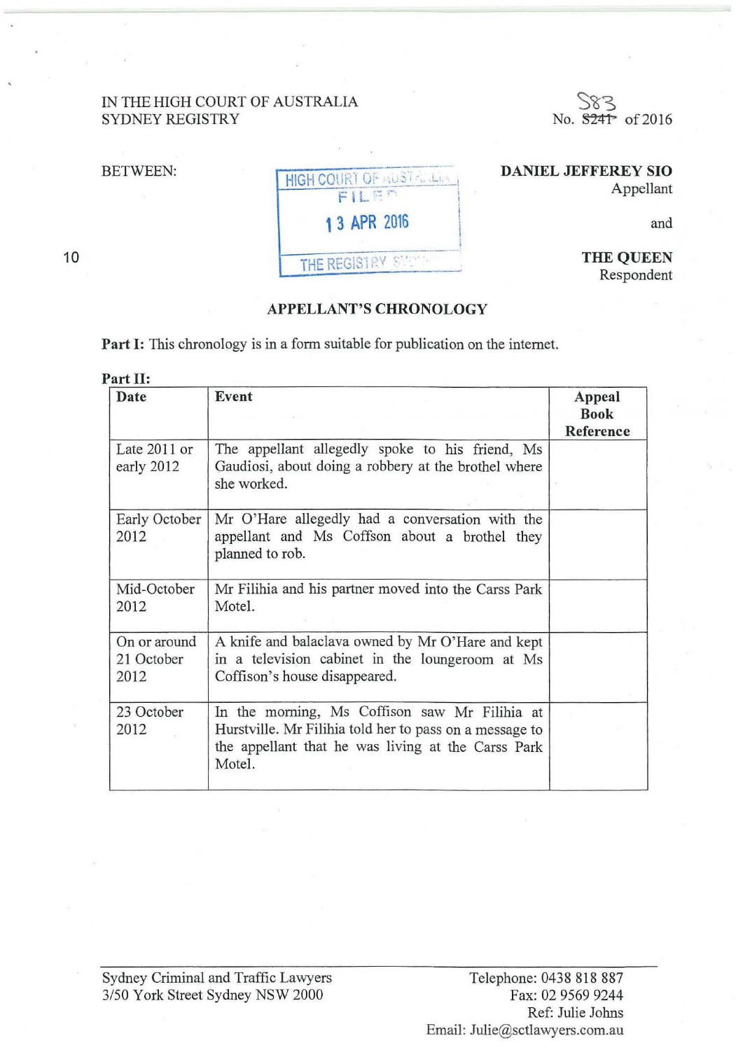IN THE HIGH COURT OF AUSTRALIA
SYDNEY REGISTRY

No. S83 of 2016

BETWEEN:

HIGH COURT OF AUSTRALIA
FILED
13 APR 2016
THE REGISTRY SYDNEY

**DANIEL JEFFEREY SIO**
Appellant

and

**THE QUEEN**
Respondent

## APPELLANT'S CHRONOLOGY

**Part I:** This chronology is in a form suitable for publication on the internet.

**Part II:**

| Date | Event | Appeal Book Reference |
|---|---|---|
| Late 2011 or early 2012 | The appellant allegedly spoke to his friend, Ms Gaudiosi, about doing a robbery at the brothel where she worked. | |
| Early October 2012 | Mr O'Hare allegedly had a conversation with the appellant and Ms Coffson about a brothel they planned to rob. | |
| Mid-October 2012 | Mr Filihia and his partner moved into the Carss Park Motel. | |
| On or around 21 October 2012 | A knife and balaclava owned by Mr O'Hare and kept in a television cabinet in the loungeroom at Ms Coffison's house disappeared. | |
| 23 October 2012 | In the morning, Ms Coffson saw Mr Filihia at Hurstville. Mr Filihia told her to pass on a message to the appellant that he was living at the Carss Park Motel. | |

Sydney Criminal and Traffic Lawyers
3/50 York Street Sydney NSW 2000

Telephone: 0438 818 887
Fax: 02 9569 9244
Ref: Julie Johns
Email: Julie@sctlawyers.com.au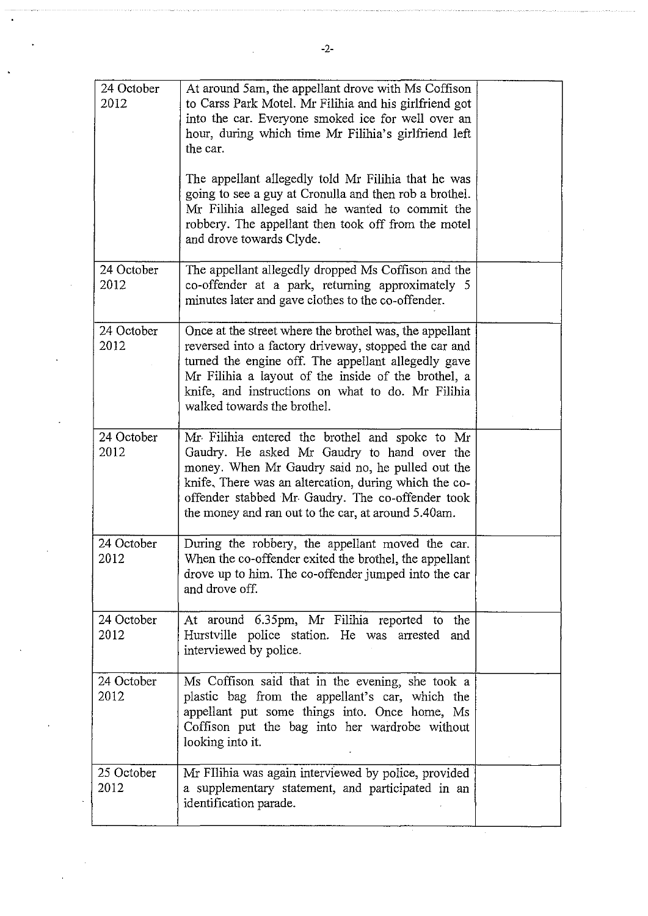| | | |
|---|---|---|
| 24 October 2012 | At around 5am, the appellant drove with Ms Coffison to Carss Park Motel. Mr Filihia and his girlfriend got into the car. Everyone smoked ice for well over an hour, during which time Mr Filihia's girlfriend left the car.<br><br>The appellant allegedly told Mr Filihia that he was going to see a guy at Cronulla and then rob a brothel. Mr Filihia alleged said he wanted to commit the robbery. The appellant then took off from the motel and drove towards Clyde. | |
| 24 October 2012 | The appellant allegedly dropped Ms Coffison and the co-offender at a park, returning approximately 5 minutes later and gave clothes to the co-offender. | |
| 24 October 2012 | Once at the street where the brothel was, the appellant reversed into a factory driveway, stopped the car and turned the engine off. The appellant allegedly gave Mr Filihia a layout of the inside of the brothel, a knife, and instructions on what to do. Mr Filihia walked towards the brothel. | |
| 24 October 2012 | Mr Filihia entered the brothel and spoke to Mr Gaudry. He asked Mr Gaudry to hand over the money. When Mr Gaudry said no, he pulled out the knife. There was an altercation, during which the co-offender stabbed Mr Gaudry. The co-offender took the money and ran out to the car, at around 5.40am. | |
| 24 October 2012 | During the robbery, the appellant moved the car. When the co-offender exited the brothel, the appellant drove up to him. The co-offender jumped into the car and drove off. | |
| 24 October 2012 | At around 6.35pm, Mr Filihia reported to the Hurstville police station. He was arrested and interviewed by police. | |
| 24 October 2012 | Ms Coffison said that in the evening, she took a plastic bag from the appellant's car, which the appellant put some things into. Once home, Ms Coffison put the bag into her wardrobe without looking into it. | |
| 25 October 2012 | Mr FIlihia was again interviewed by police, provided a supplementary statement, and participated in an identification parade. | |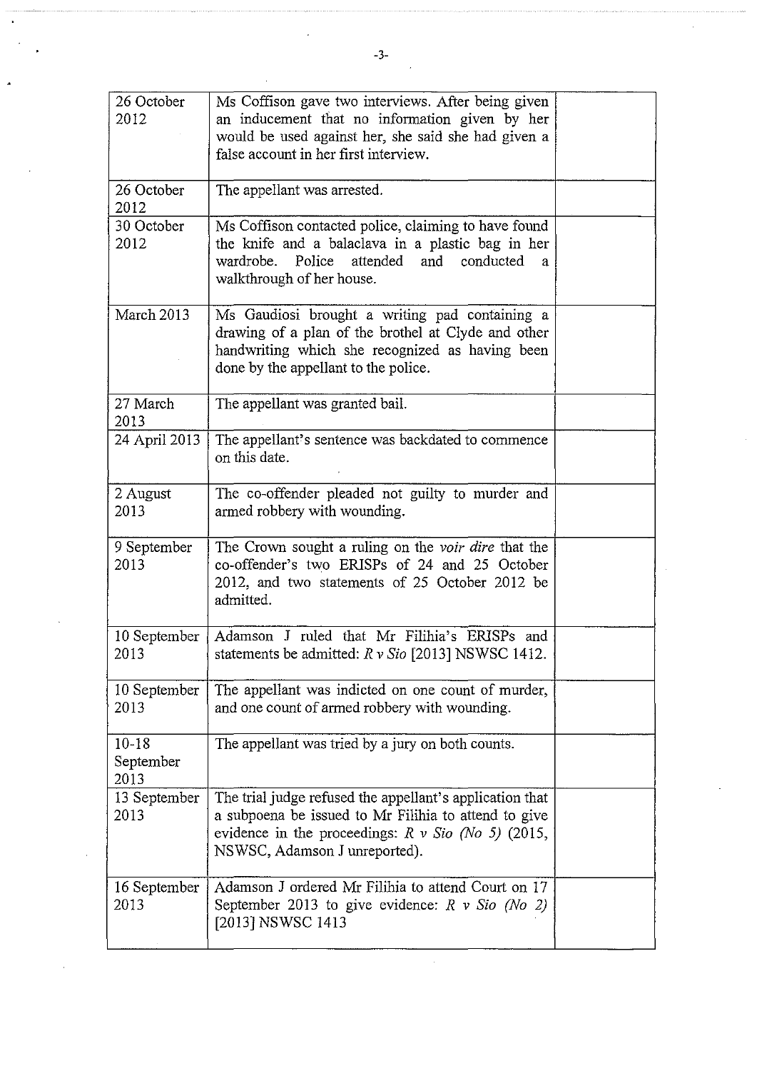| | | |
|---|---|---|
| 26 October 2012 | Ms Coffison gave two interviews. After being given an inducement that no information given by her would be used against her, she said she had given a false account in her first interview. | |
| 26 October 2012 | The appellant was arrested. | |
| 30 October 2012 | Ms Coffison contacted police, claiming to have found the knife and a balaclava in a plastic bag in her wardrobe. Police attended and conducted a walkthrough of her house. | |
| March 2013 | Ms Gaudiosi brought a writing pad containing a drawing of a plan of the brothel at Clyde and other handwriting which she recognized as having been done by the appellant to the police. | |
| 27 March 2013 | The appellant was granted bail. | |
| 24 April 2013 | The appellant's sentence was backdated to commence on this date. | |
| 2 August 2013 | The co-offender pleaded not guilty to murder and armed robbery with wounding. | |
| 9 September 2013 | The Crown sought a ruling on the *voir dire* that the co-offender's two ERISPs of 24 and 25 October 2012, and two statements of 25 October 2012 be admitted. | |
| 10 September 2013 | Adamson J ruled that Mr Filihia's ERISPs and statements be admitted: *R v Sio* [2013] NSWSC 1412. | |
| 10 September 2013 | The appellant was indicted on one count of murder, and one count of armed robbery with wounding. | |
| 10-18 September 2013 | The appellant was tried by a jury on both counts. | |
| 13 September 2013 | The trial judge refused the appellant's application that a subpoena be issued to Mr Filihia to attend to give evidence in the proceedings: *R v Sio (No 5)* (2015, NSWSC, Adamson J unreported). | |
| 16 September 2013 | Adamson J ordered Mr Filihia to attend Court on 17 September 2013 to give evidence: *R v Sio (No 2)* [2013] NSWSC 1413 | |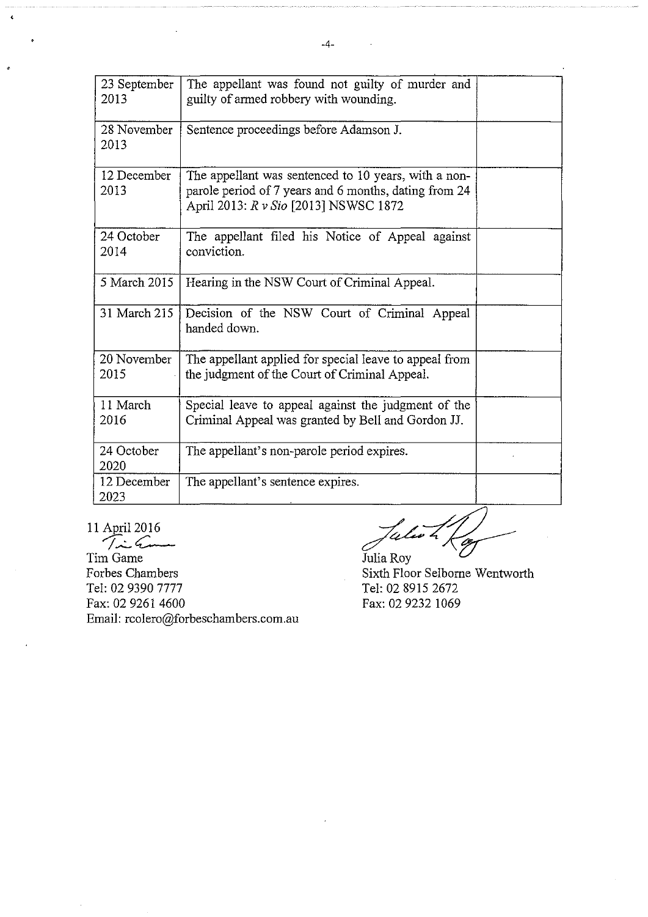| | | |
|---|---|---|
| 23 September 2013 | The appellant was found not guilty of murder and guilty of armed robbery with wounding. | |
| 28 November 2013 | Sentence proceedings before Adamson J. | |
| 12 December 2013 | The appellant was sentenced to 10 years, with a non-parole period of 7 years and 6 months, dating from 24 April 2013: *R v Sio* [2013] NSWSC 1872 | |
| 24 October 2014 | The appellant filed his Notice of Appeal against conviction. | |
| 5 March 2015 | Hearing in the NSW Court of Criminal Appeal. | |
| 31 March 215 | Decision of the NSW Court of Criminal Appeal handed down. | |
| 20 November 2015 | The appellant applied for special leave to appeal from the judgment of the Court of Criminal Appeal. | |
| 11 March 2016 | Special leave to appeal against the judgment of the Criminal Appeal was granted by Bell and Gordon JJ. | |
| 24 October 2020 | The appellant's non-parole period expires. | |
| 12 December 2023 | The appellant's sentence expires. | |

11 April 2016

Tim Game
Forbes Chambers
Tel: 02 9390 7777
Fax: 02 9261 4600
Email: rcolero@forbeschambers.com.au

Julia Roy
Sixth Floor Selborne Wentworth
Tel: 02 8915 2672
Fax: 02 9232 1069